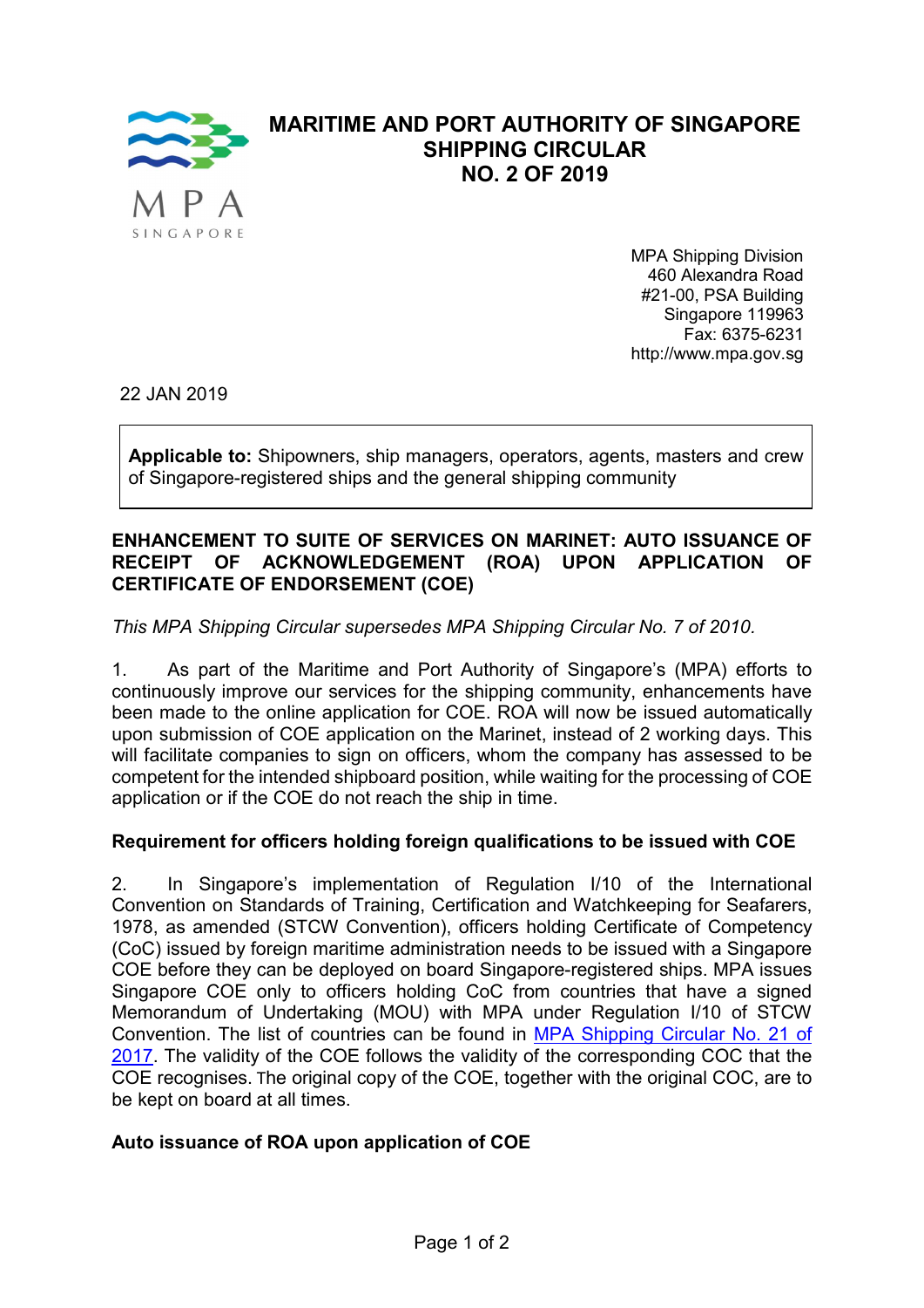# MARITIME AND PORT AUTHORITY OF SINGAPORE SHIPPING CIRCULAR NO. 2 OF 2019

MPA Shipping Division
460 Alexandra Road
#21-00, PSA Building
Singapore 119963
Fax: 6375-6231
http://www.mpa.gov.sg

22 JAN 2019

**Applicable to:** Shipowners, ship managers, operators, agents, masters and crew of Singapore-registered ships and the general shipping community

## ENHANCEMENT TO SUITE OF SERVICES ON MARINET: AUTO ISSUANCE OF RECEIPT OF ACKNOWLEDGEMENT (ROA) UPON APPLICATION OF CERTIFICATE OF ENDORSEMENT (COE)

*This MPA Shipping Circular supersedes MPA Shipping Circular No. 7 of 2010.*

1. As part of the Maritime and Port Authority of Singapore's (MPA) efforts to continuously improve our services for the shipping community, enhancements have been made to the online application for COE. ROA will now be issued automatically upon submission of COE application on the Marinet, instead of 2 working days. This will facilitate companies to sign on officers, whom the company has assessed to be competent for the intended shipboard position, while waiting for the processing of COE application or if the COE do not reach the ship in time.

### Requirement for officers holding foreign qualifications to be issued with COE

2. In Singapore's implementation of Regulation I/10 of the International Convention on Standards of Training, Certification and Watchkeeping for Seafarers, 1978, as amended (STCW Convention), officers holding Certificate of Competency (CoC) issued by foreign maritime administration needs to be issued with a Singapore COE before they can be deployed on board Singapore-registered ships. MPA issues Singapore COE only to officers holding CoC from countries that have a signed Memorandum of Undertaking (MOU) with MPA under Regulation I/10 of STCW Convention. The list of countries can be found in MPA Shipping Circular No. 21 of 2017. The validity of the COE follows the validity of the corresponding COC that the COE recognises. The original copy of the COE, together with the original COC, are to be kept on board at all times.

### Auto issuance of ROA upon application of COE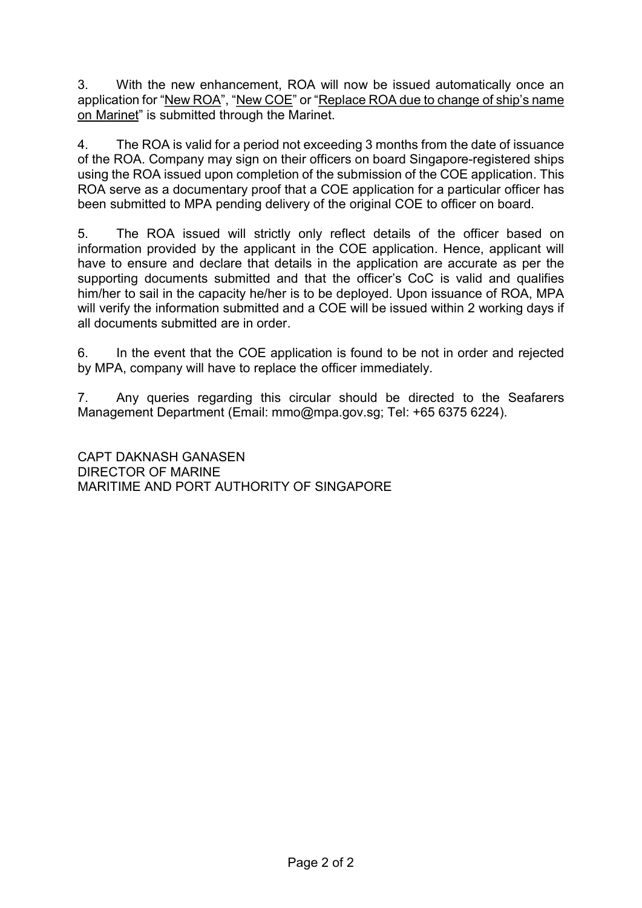3. With the new enhancement, ROA will now be issued automatically once an application for "<u>New ROA</u>", "<u>New COE</u>" or "<u>Replace ROA due to change of ship's name on Marinet</u>" is submitted through the Marinet.

4. The ROA is valid for a period not exceeding 3 months from the date of issuance of the ROA. Company may sign on their officers on board Singapore-registered ships using the ROA issued upon completion of the submission of the COE application. This ROA serve as a documentary proof that a COE application for a particular officer has been submitted to MPA pending delivery of the original COE to officer on board.

5. The ROA issued will strictly only reflect details of the officer based on information provided by the applicant in the COE application. Hence, applicant will have to ensure and declare that details in the application are accurate as per the supporting documents submitted and that the officer's CoC is valid and qualifies him/her to sail in the capacity he/her is to be deployed. Upon issuance of ROA, MPA will verify the information submitted and a COE will be issued within 2 working days if all documents submitted are in order.

6. In the event that the COE application is found to be not in order and rejected by MPA, company will have to replace the officer immediately.

7. Any queries regarding this circular should be directed to the Seafarers Management Department (Email: mmo@mpa.gov.sg; Tel: +65 6375 6224).

CAPT DAKNASH GANASEN
DIRECTOR OF MARINE
MARITIME AND PORT AUTHORITY OF SINGAPORE